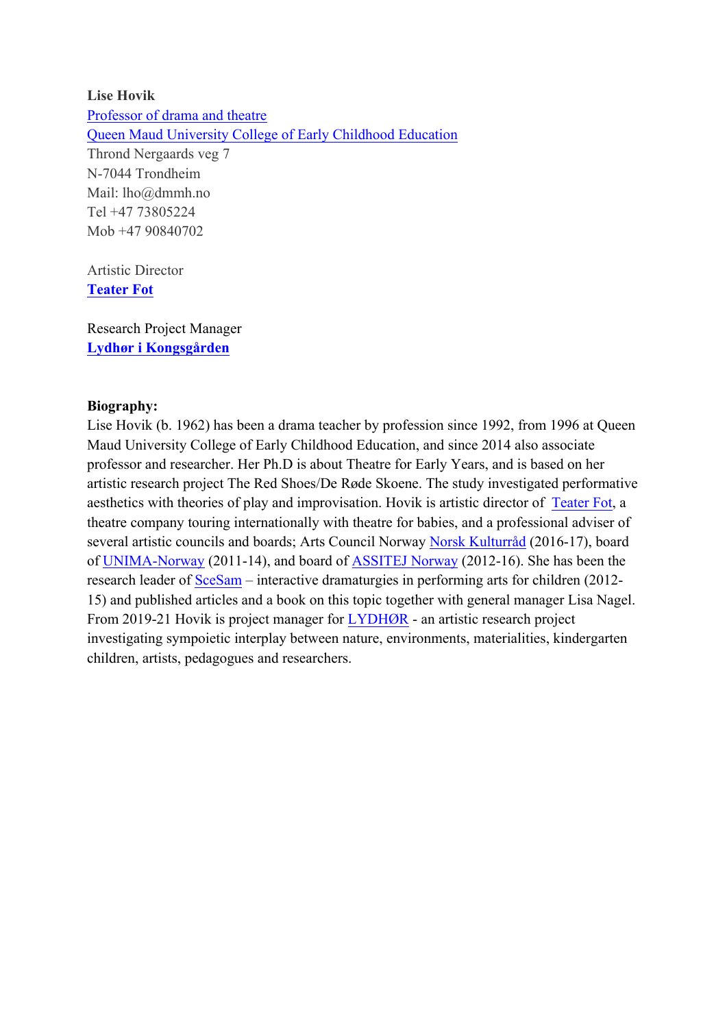**Lise Hovik**
Professor of drama and theatre
Queen Maud University College of Early Childhood Education
Thrond Nergaards veg 7
N-7044 Trondheim
Mail: lho@dmmh.no
Tel +47 73805224
Mob +47 90840702

Artistic Director
**Teater Fot**

Research Project Manager
**Lydhør i Kongsgården**

**Biography:**
Lise Hovik (b. 1962) has been a drama teacher by profession since 1992, from 1996 at Queen Maud University College of Early Childhood Education, and since 2014 also associate professor and researcher. Her Ph.D is about Theatre for Early Years, and is based on her artistic research project The Red Shoes/De Røde Skoene. The study investigated performative aesthetics with theories of play and improvisation. Hovik is artistic director of Teater Fot, a theatre company touring internationally with theatre for babies, and a professional adviser of several artistic councils and boards; Arts Council Norway Norsk Kulturråd (2016-17), board of UNIMA-Norway (2011-14), and board of ASSITEJ Norway (2012-16). She has been the research leader of SceSam – interactive dramaturgies in performing arts for children (2012-15) and published articles and a book on this topic together with general manager Lisa Nagel. From 2019-21 Hovik is project manager for LYDHØR - an artistic research project investigating sympoietic interplay between nature, environments, materialities, kindergarten children, artists, pedagogues and researchers.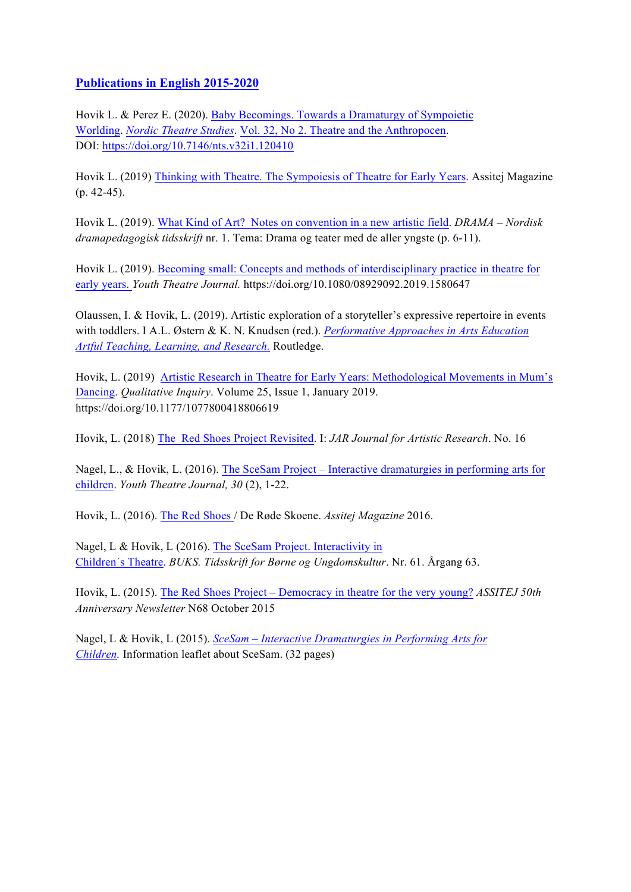## Publications in English 2015-2020

Hovik L. & Perez E. (2020). Baby Becomings. Towards a Dramaturgy of Sympoietic Worlding. *Nordic Theatre Studies*. Vol. 32, No 2. Theatre and the Anthropocen. DOI: https://doi.org/10.7146/nts.v32i1.120410

Hovik L. (2019) Thinking with Theatre. The Sympoiesis of Theatre for Early Years. Assitej Magazine (p. 42-45).

Hovik L. (2019). What Kind of Art? Notes on convention in a new artistic field. *DRAMA – Nordisk dramapedagogisk tidsskrift* nr. 1. Tema: Drama og teater med de aller yngste (p. 6-11).

Hovik L. (2019). Becoming small: Concepts and methods of interdisciplinary practice in theatre for early years. *Youth Theatre Journal.* https://doi.org/10.1080/08929092.2019.1580647

Olaussen, I. & Hovik, L. (2019). Artistic exploration of a storyteller's expressive repertoire in events with toddlers. I A.L. Østern & K. N. Knudsen (red.). *Performative Approaches in Arts Education Artful Teaching, Learning, and Research.* Routledge.

Hovik, L. (2019) Artistic Research in Theatre for Early Years: Methodological Movements in Mum's Dancing. *Qualitative Inquiry*. Volume 25, Issue 1, January 2019. https://doi.org/10.1177/1077800418806619

Hovik, L. (2018) The Red Shoes Project Revisited. I: *JAR Journal for Artistic Research*. No. 16

Nagel, L., & Hovik, L. (2016). The SceSam Project – Interactive dramaturgies in performing arts for children. *Youth Theatre Journal, 30* (2), 1-22.

Hovik, L. (2016). The Red Shoes / De Røde Skoene. *Assitej Magazine* 2016.

Nagel, L & Hovik, L (2016). The SceSam Project. Interactivity in Children´s Theatre. *BUKS. Tidsskrift for Børne og Ungdomskultur*. Nr. 61. Årgang 63.

Hovik, L. (2015). The Red Shoes Project – Democracy in theatre for the very young? *ASSITEJ 50th Anniversary Newsletter* N68 October 2015

Nagel, L & Hovik, L (2015). *SceSam – Interactive Dramaturgies in Performing Arts for Children.* Information leaflet about SceSam. (32 pages)